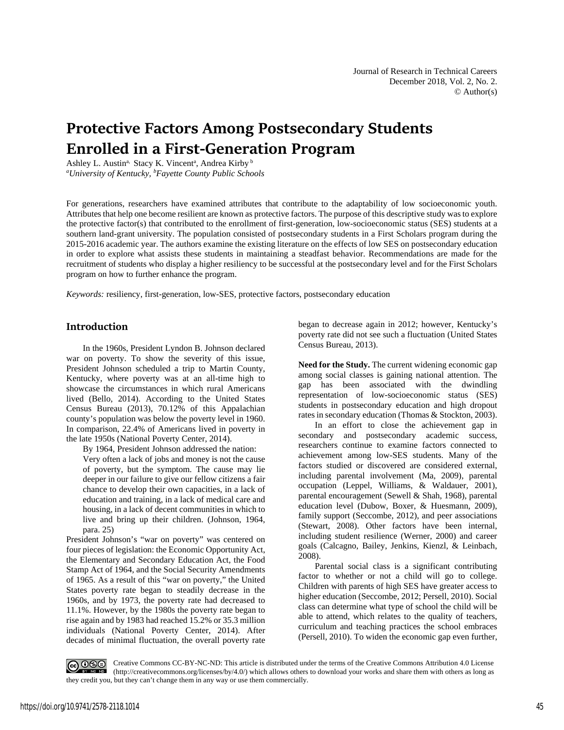# Protective Factors Among Postsecondary Students Enrolled in a First-Generation Program

Ashley L. Austin[a], Stacy K. Vincent[a], Andrea Kirby[b]

[a]*University of Kentucky*, [b]*Fayette County Public Schools*

For generations, researchers have examined attributes that contribute to the adaptability of low socioeconomic youth. Attributes that help one become resilient are known as protective factors. The purpose of this descriptive study was to explore the protective factor(s) that contributed to the enrollment of first-generation, low-socioeconomic status (SES) students at a southern land-grant university. The population consisted of postsecondary students in a First Scholars program during the 2015-2016 academic year. The authors examine the existing literature on the effects of low SES on postsecondary education in order to explore what assists these students in maintaining a steadfast behavior. Recommendations are made for the recruitment of students who display a higher resiliency to be successful at the postsecondary level and for the First Scholars program on how to further enhance the program.

*Keywords:* resiliency, first-generation, low-SES, protective factors, postsecondary education

## Introduction

In the 1960s, President Lyndon B. Johnson declared war on poverty. To show the severity of this issue, President Johnson scheduled a trip to Martin County, Kentucky, where poverty was at an all-time high to showcase the circumstances in which rural Americans lived (Bello, 2014). According to the United States Census Bureau (2013), 70.12% of this Appalachian county's population was below the poverty level in 1960. In comparison, 22.4% of Americans lived in poverty in the late 1950s (National Poverty Center, 2014).

By 1964, President Johnson addressed the nation:

> Very often a lack of jobs and money is not the cause of poverty, but the symptom. The cause may lie deeper in our failure to give our fellow citizens a fair chance to develop their own capacities, in a lack of education and training, in a lack of medical care and housing, in a lack of decent communities in which to live and bring up their children. (Johnson, 1964, para. 25)

President Johnson's "war on poverty" was centered on four pieces of legislation: the Economic Opportunity Act, the Elementary and Secondary Education Act, the Food Stamp Act of 1964, and the Social Security Amendments of 1965. As a result of this "war on poverty," the United States poverty rate began to steadily decrease in the 1960s, and by 1973, the poverty rate had decreased to 11.1%. However, by the 1980s the poverty rate began to rise again and by 1983 had reached 15.2% or 35.3 million individuals (National Poverty Center, 2014). After decades of minimal fluctuation, the overall poverty rate began to decrease again in 2012; however, Kentucky's poverty rate did not see such a fluctuation (United States Census Bureau, 2013).

**Need for the Study.** The current widening economic gap among social classes is gaining national attention. The gap has been associated with the dwindling representation of low-socioeconomic status (SES) students in postsecondary education and high dropout rates in secondary education (Thomas & Stockton, 2003).

In an effort to close the achievement gap in secondary and postsecondary academic success, researchers continue to examine factors connected to achievement among low-SES students. Many of the factors studied or discovered are considered external, including parental involvement (Ma, 2009), parental occupation (Leppel, Williams, & Waldauer, 2001), parental encouragement (Sewell & Shah, 1968), parental education level (Dubow, Boxer, & Huesmann, 2009), family support (Seccombe, 2012), and peer associations (Stewart, 2008). Other factors have been internal, including student resilience (Werner, 2000) and career goals (Calcagno, Bailey, Jenkins, Kienzl, & Leinbach, 2008).

Parental social class is a significant contributing factor to whether or not a child will go to college. Children with parents of high SES have greater access to higher education (Seccombe, 2012; Persell, 2010). Social class can determine what type of school the child will be able to attend, which relates to the quality of teachers, curriculum and teaching practices the school embraces (Persell, 2010). To widen the economic gap even further,

Creative Commons CC-BY-NC-ND: This article is distributed under the terms of the Creative Commons Attribution 4.0 License (http://creativecommons.org/licenses/by/4.0/) which allows others to download your works and share them with others as long as they credit you, but they can't change them in any way or use them commercially.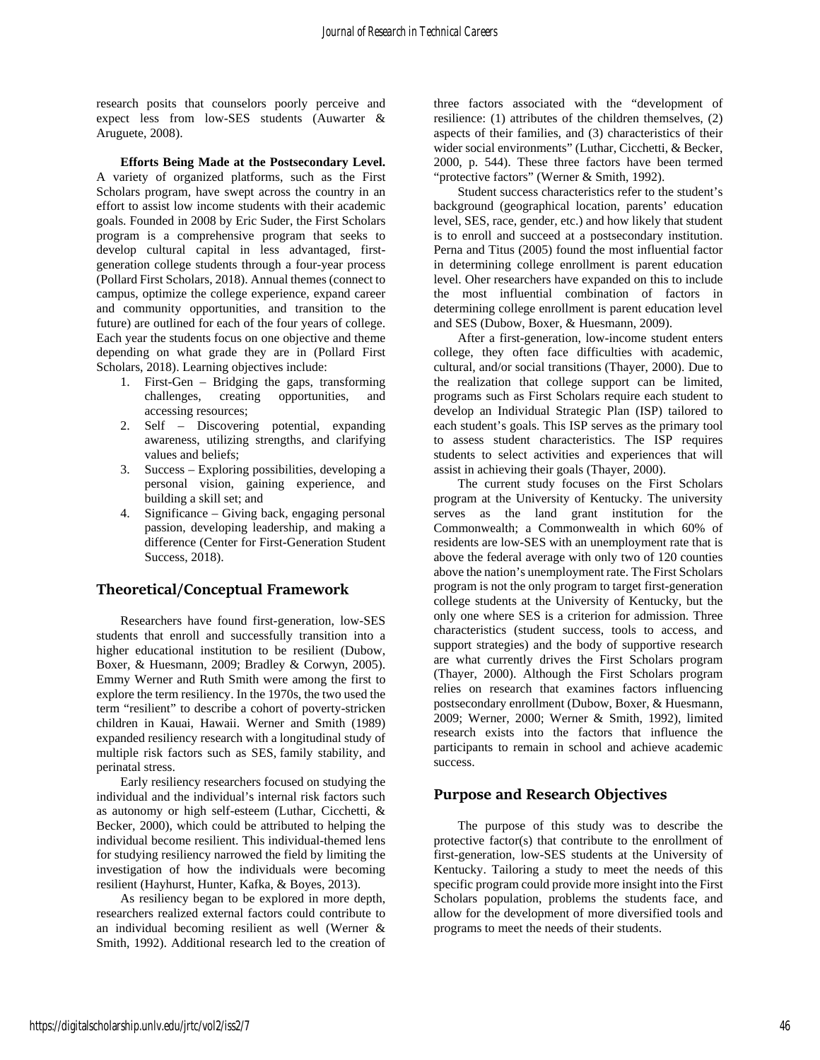research posits that counselors poorly perceive and expect less from low-SES students (Auwarter & Aruguete, 2008).

**Efforts Being Made at the Postsecondary Level.** A variety of organized platforms, such as the First Scholars program, have swept across the country in an effort to assist low income students with their academic goals. Founded in 2008 by Eric Suder, the First Scholars program is a comprehensive program that seeks to develop cultural capital in less advantaged, first-generation college students through a four-year process (Pollard First Scholars, 2018). Annual themes (connect to campus, optimize the college experience, expand career and community opportunities, and transition to the future) are outlined for each of the four years of college. Each year the students focus on one objective and theme depending on what grade they are in (Pollard First Scholars, 2018). Learning objectives include:

1. First-Gen – Bridging the gaps, transforming challenges, creating opportunities, and accessing resources;
2. Self – Discovering potential, expanding awareness, utilizing strengths, and clarifying values and beliefs;
3. Success – Exploring possibilities, developing a personal vision, gaining experience, and building a skill set; and
4. Significance – Giving back, engaging personal passion, developing leadership, and making a difference (Center for First-Generation Student Success, 2018).

## Theoretical/Conceptual Framework

Researchers have found first-generation, low-SES students that enroll and successfully transition into a higher educational institution to be resilient (Dubow, Boxer, & Huesmann, 2009; Bradley & Corwyn, 2005). Emmy Werner and Ruth Smith were among the first to explore the term resiliency. In the 1970s, the two used the term "resilient" to describe a cohort of poverty-stricken children in Kauai, Hawaii. Werner and Smith (1989) expanded resiliency research with a longitudinal study of multiple risk factors such as SES, family stability, and perinatal stress.

Early resiliency researchers focused on studying the individual and the individual's internal risk factors such as autonomy or high self-esteem (Luthar, Cicchetti, & Becker, 2000), which could be attributed to helping the individual become resilient. This individual-themed lens for studying resiliency narrowed the field by limiting the investigation of how the individuals were becoming resilient (Hayhurst, Hunter, Kafka, & Boyes, 2013).

As resiliency began to be explored in more depth, researchers realized external factors could contribute to an individual becoming resilient as well (Werner & Smith, 1992). Additional research led to the creation of three factors associated with the "development of resilience: (1) attributes of the children themselves, (2) aspects of their families, and (3) characteristics of their wider social environments" (Luthar, Cicchetti, & Becker, 2000, p. 544). These three factors have been termed "protective factors" (Werner & Smith, 1992).

Student success characteristics refer to the student's background (geographical location, parents' education level, SES, race, gender, etc.) and how likely that student is to enroll and succeed at a postsecondary institution. Perna and Titus (2005) found the most influential factor in determining college enrollment is parent education level. Oher researchers have expanded on this to include the most influential combination of factors in determining college enrollment is parent education level and SES (Dubow, Boxer, & Huesmann, 2009).

After a first-generation, low-income student enters college, they often face difficulties with academic, cultural, and/or social transitions (Thayer, 2000). Due to the realization that college support can be limited, programs such as First Scholars require each student to develop an Individual Strategic Plan (ISP) tailored to each student's goals. This ISP serves as the primary tool to assess student characteristics. The ISP requires students to select activities and experiences that will assist in achieving their goals (Thayer, 2000).

The current study focuses on the First Scholars program at the University of Kentucky. The university serves as the land grant institution for the Commonwealth; a Commonwealth in which 60% of residents are low-SES with an unemployment rate that is above the federal average with only two of 120 counties above the nation's unemployment rate. The First Scholars program is not the only program to target first-generation college students at the University of Kentucky, but the only one where SES is a criterion for admission. Three characteristics (student success, tools to access, and support strategies) and the body of supportive research are what currently drives the First Scholars program (Thayer, 2000). Although the First Scholars program relies on research that examines factors influencing postsecondary enrollment (Dubow, Boxer, & Huesmann, 2009; Werner, 2000; Werner & Smith, 1992), limited research exists into the factors that influence the participants to remain in school and achieve academic success.

## Purpose and Research Objectives

The purpose of this study was to describe the protective factor(s) that contribute to the enrollment of first-generation, low-SES students at the University of Kentucky. Tailoring a study to meet the needs of this specific program could provide more insight into the First Scholars population, problems the students face, and allow for the development of more diversified tools and programs to meet the needs of their students.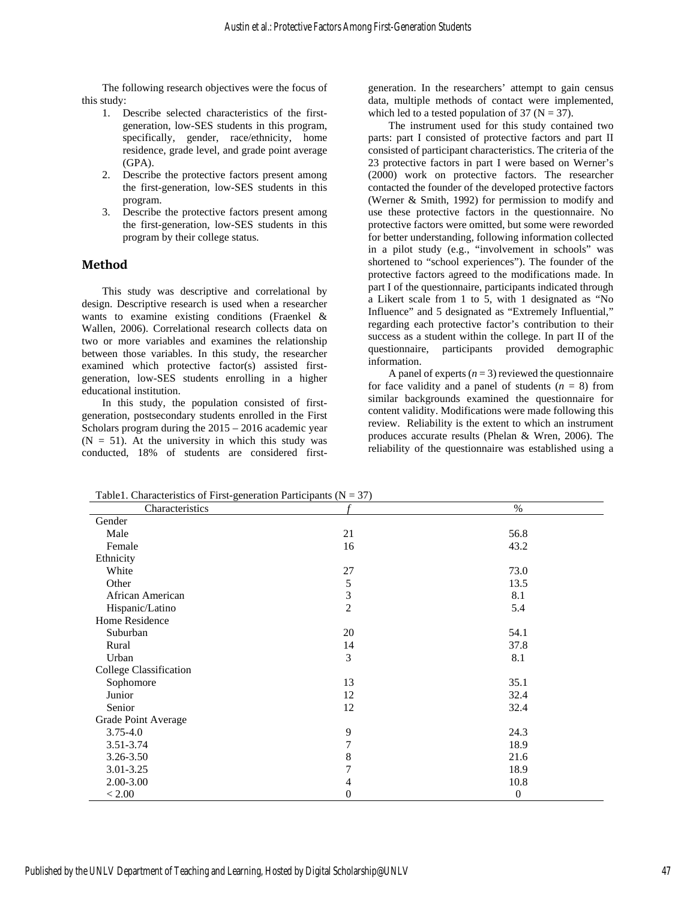The following research objectives were the focus of this study:

1. Describe selected characteristics of the first-generation, low-SES students in this program, specifically, gender, race/ethnicity, home residence, grade level, and grade point average (GPA).
2. Describe the protective factors present among the first-generation, low-SES students in this program.
3. Describe the protective factors present among the first-generation, low-SES students in this program by their college status.

## Method

This study was descriptive and correlational by design. Descriptive research is used when a researcher wants to examine existing conditions (Fraenkel & Wallen, 2006). Correlational research collects data on two or more variables and examines the relationship between those variables. In this study, the researcher examined which protective factor(s) assisted first-generation, low-SES students enrolling in a higher educational institution.

In this study, the population consisted of first-generation, postsecondary students enrolled in the First Scholars program during the 2015 – 2016 academic year (N = 51). At the university in which this study was conducted, 18% of students are considered first-generation. In the researchers' attempt to gain census data, multiple methods of contact were implemented, which led to a tested population of 37 (N = 37).

The instrument used for this study contained two parts: part I consisted of protective factors and part II consisted of participant characteristics. The criteria of the 23 protective factors in part I were based on Werner's (2000) work on protective factors. The researcher contacted the founder of the developed protective factors (Werner & Smith, 1992) for permission to modify and use these protective factors in the questionnaire. No protective factors were omitted, but some were reworded for better understanding, following information collected in a pilot study (e.g., "involvement in schools" was shortened to "school experiences"). The founder of the protective factors agreed to the modifications made. In part I of the questionnaire, participants indicated through a Likert scale from 1 to 5, with 1 designated as "No Influence" and 5 designated as "Extremely Influential," regarding each protective factor's contribution to their success as a student within the college. In part II of the questionnaire, participants provided demographic information.

A panel of experts (*n* = 3) reviewed the questionnaire for face validity and a panel of students (*n* = 8) from similar backgrounds examined the questionnaire for content validity. Modifications were made following this review. Reliability is the extent to which an instrument produces accurate results (Phelan & Wren, 2006). The reliability of the questionnaire was established using a

Table1. Characteristics of First-generation Participants (N = 37)

| Characteristics | *f* | % |
|---|---|---|
| Gender | | |
| Male | 21 | 56.8 |
| Female | 16 | 43.2 |
| Ethnicity | | |
| White | 27 | 73.0 |
| Other | 5 | 13.5 |
| African American | 3 | 8.1 |
| Hispanic/Latino | 2 | 5.4 |
| Home Residence | | |
| Suburban | 20 | 54.1 |
| Rural | 14 | 37.8 |
| Urban | 3 | 8.1 |
| College Classification | | |
| Sophomore | 13 | 35.1 |
| Junior | 12 | 32.4 |
| Senior | 12 | 32.4 |
| Grade Point Average | | |
| 3.75-4.0 | 9 | 24.3 |
| 3.51-3.74 | 7 | 18.9 |
| 3.26-3.50 | 8 | 21.6 |
| 3.01-3.25 | 7 | 18.9 |
| 2.00-3.00 | 4 | 10.8 |
| < 2.00 | 0 | 0 |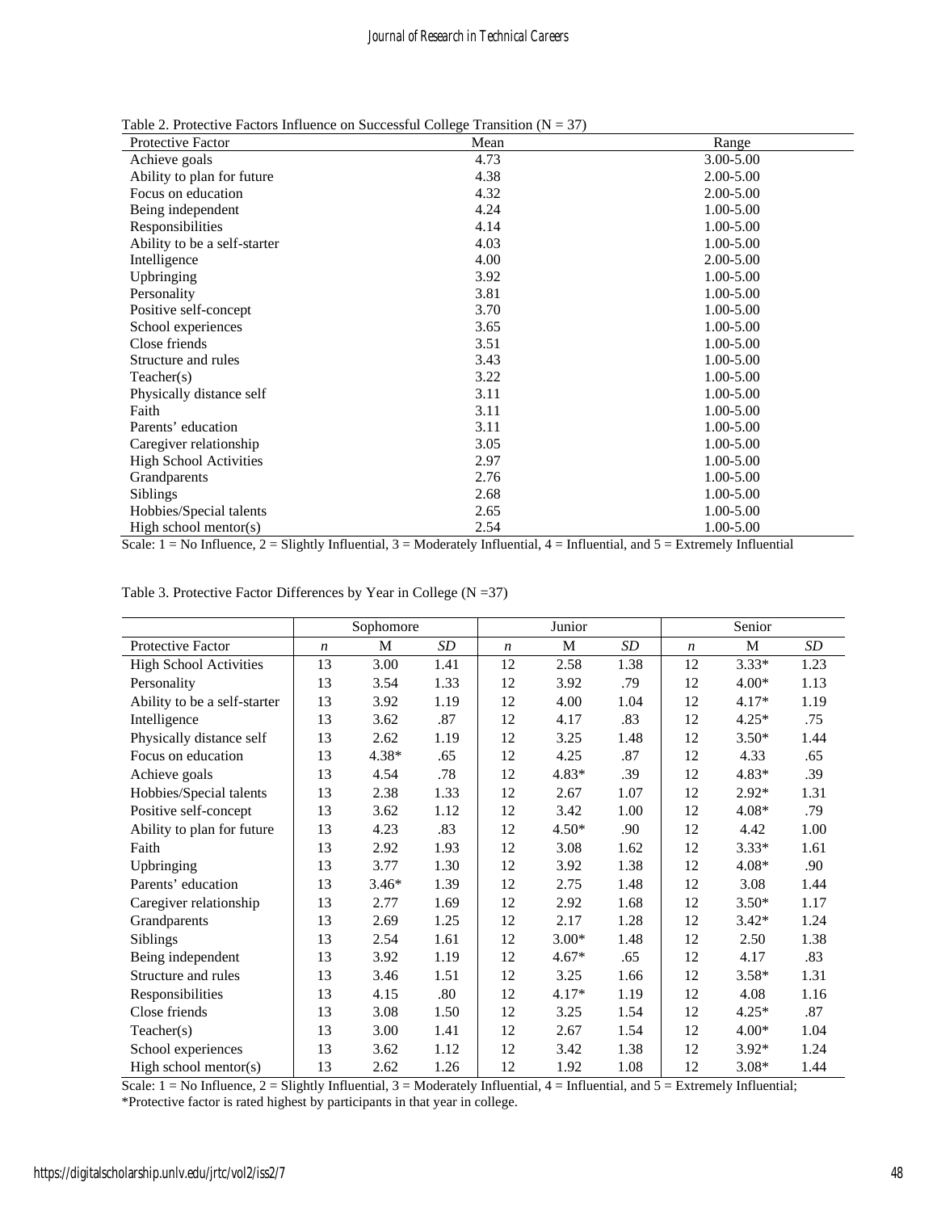Table 2. Protective Factors Influence on Successful College Transition (N = 37)

| Protective Factor | Mean | Range |
|---|---|---|
| Achieve goals | 4.73 | 3.00-5.00 |
| Ability to plan for future | 4.38 | 2.00-5.00 |
| Focus on education | 4.32 | 2.00-5.00 |
| Being independent | 4.24 | 1.00-5.00 |
| Responsibilities | 4.14 | 1.00-5.00 |
| Ability to be a self-starter | 4.03 | 1.00-5.00 |
| Intelligence | 4.00 | 2.00-5.00 |
| Upbringing | 3.92 | 1.00-5.00 |
| Personality | 3.81 | 1.00-5.00 |
| Positive self-concept | 3.70 | 1.00-5.00 |
| School experiences | 3.65 | 1.00-5.00 |
| Close friends | 3.51 | 1.00-5.00 |
| Structure and rules | 3.43 | 1.00-5.00 |
| Teacher(s) | 3.22 | 1.00-5.00 |
| Physically distance self | 3.11 | 1.00-5.00 |
| Faith | 3.11 | 1.00-5.00 |
| Parents' education | 3.11 | 1.00-5.00 |
| Caregiver relationship | 3.05 | 1.00-5.00 |
| High School Activities | 2.97 | 1.00-5.00 |
| Grandparents | 2.76 | 1.00-5.00 |
| Siblings | 2.68 | 1.00-5.00 |
| Hobbies/Special talents | 2.65 | 1.00-5.00 |
| High school mentor(s) | 2.54 | 1.00-5.00 |

Scale: 1 = No Influence, 2 = Slightly Influential, 3 = Moderately Influential, 4 = Influential, and 5 = Extremely Influential

Table 3. Protective Factor Differences by Year in College (N =37)

| | Sophomore | | | Junior | | | Senior | | |
|---|---|---|---|---|---|---|---|---|---|
| Protective Factor | *n* | M | *SD* | *n* | M | *SD* | *n* | M | *SD* |
| High School Activities | 13 | 3.00 | 1.41 | 12 | 2.58 | 1.38 | 12 | 3.33* | 1.23 |
| Personality | 13 | 3.54 | 1.33 | 12 | 3.92 | .79 | 12 | 4.00* | 1.13 |
| Ability to be a self-starter | 13 | 3.92 | 1.19 | 12 | 4.00 | 1.04 | 12 | 4.17* | 1.19 |
| Intelligence | 13 | 3.62 | .87 | 12 | 4.17 | .83 | 12 | 4.25* | .75 |
| Physically distance self | 13 | 2.62 | 1.19 | 12 | 3.25 | 1.48 | 12 | 3.50* | 1.44 |
| Focus on education | 13 | 4.38* | .65 | 12 | 4.25 | .87 | 12 | 4.33 | .65 |
| Achieve goals | 13 | 4.54 | .78 | 12 | 4.83* | .39 | 12 | 4.83* | .39 |
| Hobbies/Special talents | 13 | 2.38 | 1.33 | 12 | 2.67 | 1.07 | 12 | 2.92* | 1.31 |
| Positive self-concept | 13 | 3.62 | 1.12 | 12 | 3.42 | 1.00 | 12 | 4.08* | .79 |
| Ability to plan for future | 13 | 4.23 | .83 | 12 | 4.50* | .90 | 12 | 4.42 | 1.00 |
| Faith | 13 | 2.92 | 1.93 | 12 | 3.08 | 1.62 | 12 | 3.33* | 1.61 |
| Upbringing | 13 | 3.77 | 1.30 | 12 | 3.92 | 1.38 | 12 | 4.08* | .90 |
| Parents' education | 13 | 3.46* | 1.39 | 12 | 2.75 | 1.48 | 12 | 3.08 | 1.44 |
| Caregiver relationship | 13 | 2.77 | 1.69 | 12 | 2.92 | 1.68 | 12 | 3.50* | 1.17 |
| Grandparents | 13 | 2.69 | 1.25 | 12 | 2.17 | 1.28 | 12 | 3.42* | 1.24 |
| Siblings | 13 | 2.54 | 1.61 | 12 | 3.00* | 1.48 | 12 | 2.50 | 1.38 |
| Being independent | 13 | 3.92 | 1.19 | 12 | 4.67* | .65 | 12 | 4.17 | .83 |
| Structure and rules | 13 | 3.46 | 1.51 | 12 | 3.25 | 1.66 | 12 | 3.58* | 1.31 |
| Responsibilities | 13 | 4.15 | .80 | 12 | 4.17* | 1.19 | 12 | 4.08 | 1.16 |
| Close friends | 13 | 3.08 | 1.50 | 12 | 3.25 | 1.54 | 12 | 4.25* | .87 |
| Teacher(s) | 13 | 3.00 | 1.41 | 12 | 2.67 | 1.54 | 12 | 4.00* | 1.04 |
| School experiences | 13 | 3.62 | 1.12 | 12 | 3.42 | 1.38 | 12 | 3.92* | 1.24 |
| High school mentor(s) | 13 | 2.62 | 1.26 | 12 | 1.92 | 1.08 | 12 | 3.08* | 1.44 |

Scale: 1 = No Influence, 2 = Slightly Influential, 3 = Moderately Influential, 4 = Influential, and 5 = Extremely Influential;
*Protective factor is rated highest by participants in that year in college.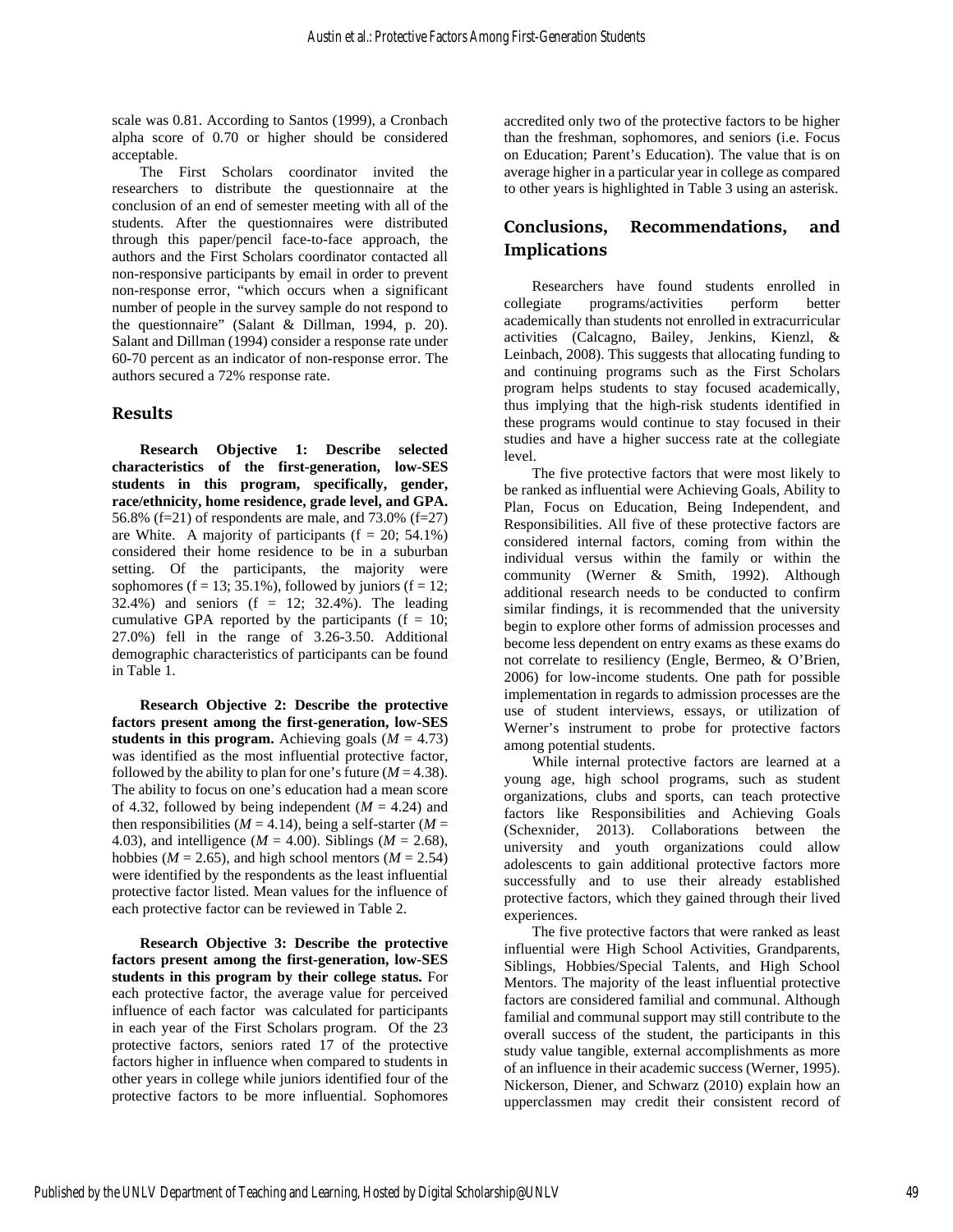scale was 0.81. According to Santos (1999), a Cronbach alpha score of 0.70 or higher should be considered acceptable.

The First Scholars coordinator invited the researchers to distribute the questionnaire at the conclusion of an end of semester meeting with all of the students. After the questionnaires were distributed through this paper/pencil face-to-face approach, the authors and the First Scholars coordinator contacted all non-responsive participants by email in order to prevent non-response error, "which occurs when a significant number of people in the survey sample do not respond to the questionnaire" (Salant & Dillman, 1994, p. 20). Salant and Dillman (1994) consider a response rate under 60-70 percent as an indicator of non-response error. The authors secured a 72% response rate.

## Results

**Research Objective 1: Describe selected characteristics of the first-generation, low-SES students in this program, specifically, gender, race/ethnicity, home residence, grade level, and GPA.** 56.8% (f=21) of respondents are male, and 73.0% (f=27) are White. A majority of participants (f = 20; 54.1%) considered their home residence to be in a suburban setting. Of the participants, the majority were sophomores (f = 13; 35.1%), followed by juniors (f = 12; 32.4%) and seniors (f = 12; 32.4%). The leading cumulative GPA reported by the participants (f = 10; 27.0%) fell in the range of 3.26-3.50. Additional demographic characteristics of participants can be found in Table 1.

**Research Objective 2: Describe the protective factors present among the first-generation, low-SES students in this program.** Achieving goals ($M = 4.73$) was identified as the most influential protective factor, followed by the ability to plan for one's future ($M = 4.38$). The ability to focus on one's education had a mean score of 4.32, followed by being independent ($M = 4.24$) and then responsibilities ($M = 4.14$), being a self-starter ($M = 4.03$), and intelligence ($M = 4.00$). Siblings ($M = 2.68$), hobbies ($M = 2.65$), and high school mentors ($M = 2.54$) were identified by the respondents as the least influential protective factor listed. Mean values for the influence of each protective factor can be reviewed in Table 2.

**Research Objective 3: Describe the protective factors present among the first-generation, low-SES students in this program by their college status.** For each protective factor, the average value for perceived influence of each factor was calculated for participants in each year of the First Scholars program. Of the 23 protective factors, seniors rated 17 of the protective factors higher in influence when compared to students in other years in college while juniors identified four of the protective factors to be more influential. Sophomores accredited only two of the protective factors to be higher than the freshman, sophomores, and seniors (i.e. Focus on Education; Parent's Education). The value that is on average higher in a particular year in college as compared to other years is highlighted in Table 3 using an asterisk.

## Conclusions, Recommendations, and Implications

Researchers have found students enrolled in collegiate programs/activities perform better academically than students not enrolled in extracurricular activities (Calcagno, Bailey, Jenkins, Kienzl, & Leinbach, 2008). This suggests that allocating funding to and continuing programs such as the First Scholars program helps students to stay focused academically, thus implying that the high-risk students identified in these programs would continue to stay focused in their studies and have a higher success rate at the collegiate level.

The five protective factors that were most likely to be ranked as influential were Achieving Goals, Ability to Plan, Focus on Education, Being Independent, and Responsibilities. All five of these protective factors are considered internal factors, coming from within the individual versus within the family or within the community (Werner & Smith, 1992). Although additional research needs to be conducted to confirm similar findings, it is recommended that the university begin to explore other forms of admission processes and become less dependent on entry exams as these exams do not correlate to resiliency (Engle, Bermeo, & O'Brien, 2006) for low-income students. One path for possible implementation in regards to admission processes are the use of student interviews, essays, or utilization of Werner's instrument to probe for protective factors among potential students.

While internal protective factors are learned at a young age, high school programs, such as student organizations, clubs and sports, can teach protective factors like Responsibilities and Achieving Goals (Schexnider, 2013). Collaborations between the university and youth organizations could allow adolescents to gain additional protective factors more successfully and to use their already established protective factors, which they gained through their lived experiences.

The five protective factors that were ranked as least influential were High School Activities, Grandparents, Siblings, Hobbies/Special Talents, and High School Mentors. The majority of the least influential protective factors are considered familial and communal. Although familial and communal support may still contribute to the overall success of the student, the participants in this study value tangible, external accomplishments as more of an influence in their academic success (Werner, 1995). Nickerson, Diener, and Schwarz (2010) explain how an upperclassmen may credit their consistent record of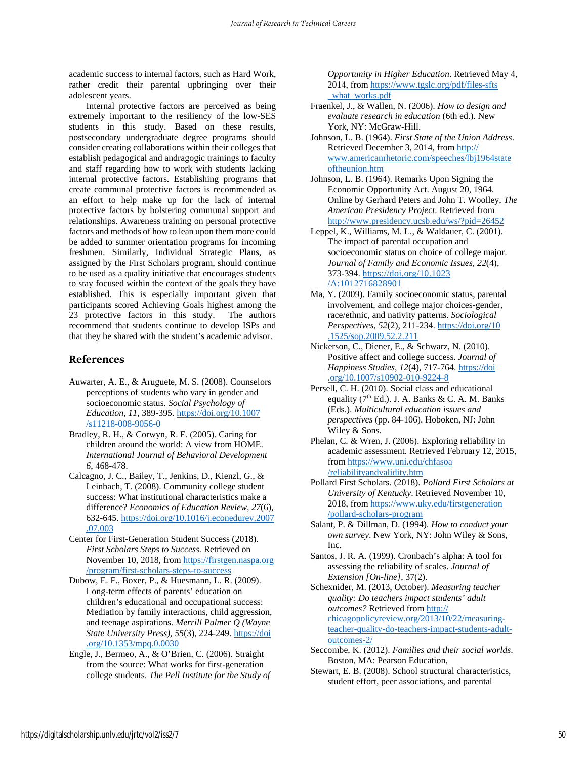academic success to internal factors, such as Hard Work, rather credit their parental upbringing over their adolescent years.

Internal protective factors are perceived as being extremely important to the resiliency of the low-SES students in this study. Based on these results, postsecondary undergraduate degree programs should consider creating collaborations within their colleges that establish pedagogical and andragogic trainings to faculty and staff regarding how to work with students lacking internal protective factors. Establishing programs that create communal protective factors is recommended as an effort to help make up for the lack of internal protective factors by bolstering communal support and relationships. Awareness training on personal protective factors and methods of how to lean upon them more could be added to summer orientation programs for incoming freshmen. Similarly, Individual Strategic Plans, as assigned by the First Scholars program, should continue to be used as a quality initiative that encourages students to stay focused within the context of the goals they have established. This is especially important given that participants scored Achieving Goals highest among the 23 protective factors in this study. The authors recommend that students continue to develop ISPs and that they be shared with the student's academic advisor.

## References

Auwarter, A. E., & Aruguete, M. S. (2008). Counselors perceptions of students who vary in gender and socioeconomic status. *Social Psychology of Education, 11*, 389-395. https://doi.org/10.1007/s11218-008-9056-0

Bradley, R. H., & Corwyn, R. F. (2005). Caring for children around the world: A view from HOME. *International Journal of Behavioral Development 6*, 468-478.

Calcagno, J. C., Bailey, T., Jenkins, D., Kienzl, G., & Leinbach, T. (2008). Community college student success: What institutional characteristics make a difference? *Economics of Education Review, 27*(6), 632-645. https://doi.org/10.1016/j.econedurev.2007.07.003

Center for First-Generation Student Success (2018). *First Scholars Steps to Success.* Retrieved on November 10, 2018, from https://firstgen.naspa.org/program/first-scholars-steps-to-success

Dubow, E. F., Boxer, P., & Huesmann, L. R. (2009). Long-term effects of parents' education on children's educational and occupational success: Mediation by family interactions, child aggression, and teenage aspirations. *Merrill Palmer Q (Wayne State University Press), 55*(3), 224-249. https://doi.org/10.1353/mpq.0.0030

Engle, J., Bermeo, A., & O'Brien, C. (2006). Straight from the source: What works for first-generation college students. *The Pell Institute for the Study of Opportunity in Higher Education*. Retrieved May 4, 2014, from https://www.tgslc.org/pdf/files-sfts_what_works.pdf

Fraenkel, J., & Wallen, N. (2006). *How to design and evaluate research in education* (6th ed.). New York, NY: McGraw-Hill.

Johnson, L. B. (1964). *First State of the Union Address*. Retrieved December 3, 2014, from http://www.americanrhetoric.com/speeches/lbj1964stateoftheunion.htm

Johnson, L. B. (1964). Remarks Upon Signing the Economic Opportunity Act. August 20, 1964. Online by Gerhard Peters and John T. Woolley, *The American Presidency Project*. Retrieved from http://www.presidency.ucsb.edu/ws/?pid=26452

Leppel, K., Williams, M. L., & Waldauer, C. (2001). The impact of parental occupation and socioeconomic status on choice of college major. *Journal of Family and Economic Issues, 22*(4), 373-394. https://doi.org/10.1023/A:1012716828901

Ma, Y. (2009). Family socioeconomic status, parental involvement, and college major choices-gender, race/ethnic, and nativity patterns. *Sociological Perspectives, 52*(2), 211-234. https://doi.org/10.1525/sop.2009.52.2.211

Nickerson, C., Diener, E., & Schwarz, N. (2010). Positive affect and college success. *Journal of Happiness Studies*, *12*(4), 717-764. https://doi.org/10.1007/s10902-010-9224-8

Persell, C. H. (2010). Social class and educational equality (7th Ed.). J. A. Banks & C. A. M. Banks (Eds.). *Multicultural education issues and perspectives* (pp. 84-106). Hoboken, NJ: John Wiley & Sons.

Phelan, C. & Wren, J. (2006). Exploring reliability in academic assessment. Retrieved February 12, 2015, from https://www.uni.edu/chfasoa/reliabilityandvalidity.htm

Pollard First Scholars. (2018). *Pollard First Scholars at University of Kentucky*. Retrieved November 10, 2018, from https://www.uky.edu/firstgeneration/pollard-scholars-program

Salant, P. & Dillman, D. (1994). *How to conduct your own survey*. New York, NY: John Wiley & Sons, Inc.

Santos, J. R. A. (1999). Cronbach's alpha: A tool for assessing the reliability of scales. *Journal of Extension [On-line]*, 37(2).

Schexnider, M. (2013, October). *Measuring teacher quality: Do teachers impact students' adult outcomes?* Retrieved from http://chicagopolicyreview.org/2013/10/22/measuring-teacher-quality-do-teachers-impact-students-adult-outcomes-2/

Seccombe, K. (2012). *Families and their social worlds*. Boston, MA: Pearson Education,

Stewart, E. B. (2008). School structural characteristics, student effort, peer associations, and parental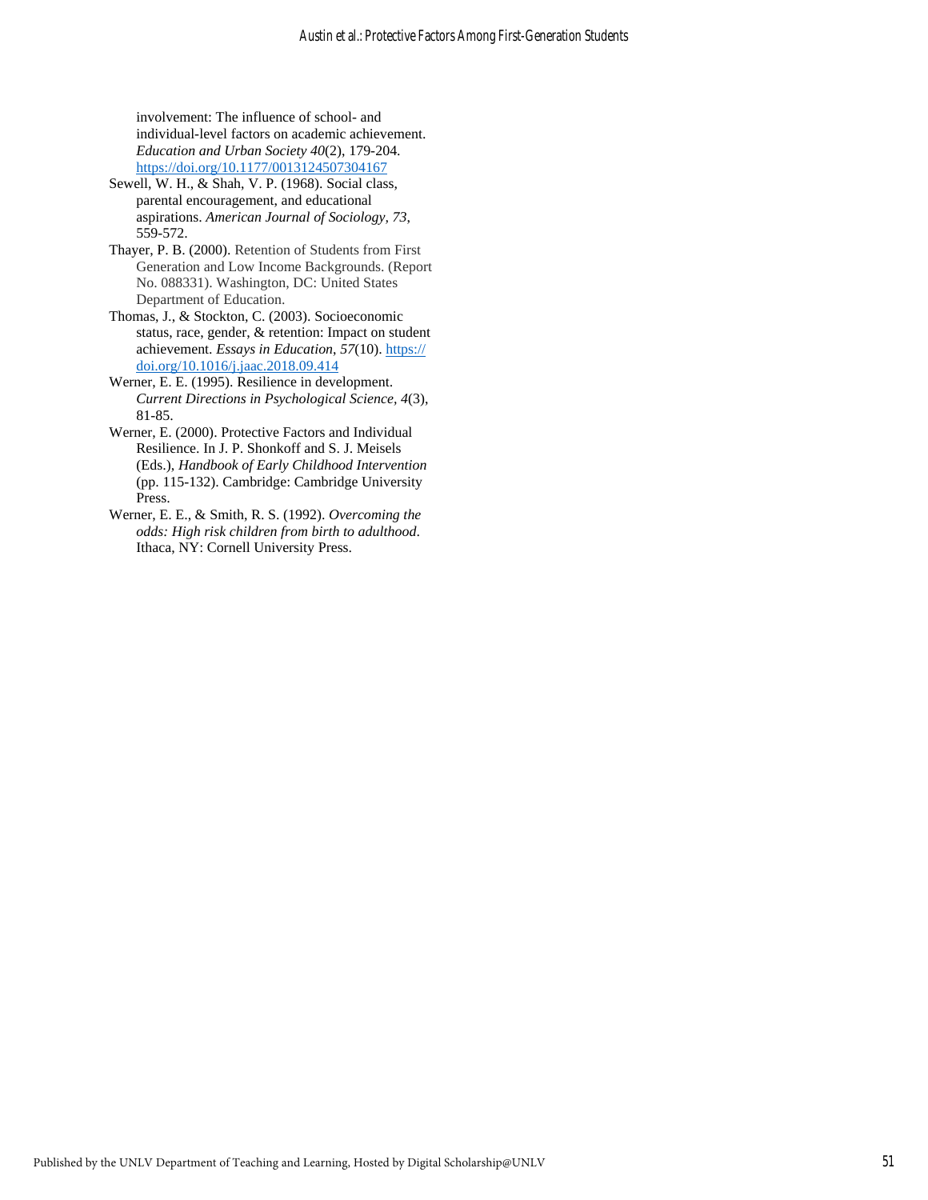involvement: The influence of school- and individual-level factors on academic achievement. *Education and Urban Society 40*(2), 179-204. https://doi.org/10.1177/0013124507304167

Sewell, W. H., & Shah, V. P. (1968). Social class, parental encouragement, and educational aspirations. *American Journal of Sociology, 73*, 559-572.

Thayer, P. B. (2000). Retention of Students from First Generation and Low Income Backgrounds. (Report No. 088331). Washington, DC: United States Department of Education.

Thomas, J., & Stockton, C. (2003). Socioeconomic status, race, gender, & retention: Impact on student achievement. *Essays in Education, 57*(10). https://doi.org/10.1016/j.jaac.2018.09.414

Werner, E. E. (1995). Resilience in development. *Current Directions in Psychological Science, 4*(3), 81-85.

Werner, E. (2000). Protective Factors and Individual Resilience. In J. P. Shonkoff and S. J. Meisels (Eds.), *Handbook of Early Childhood Intervention* (pp. 115-132). Cambridge: Cambridge University Press.

Werner, E. E., & Smith, R. S. (1992). *Overcoming the odds: High risk children from birth to adulthood*. Ithaca, NY: Cornell University Press.